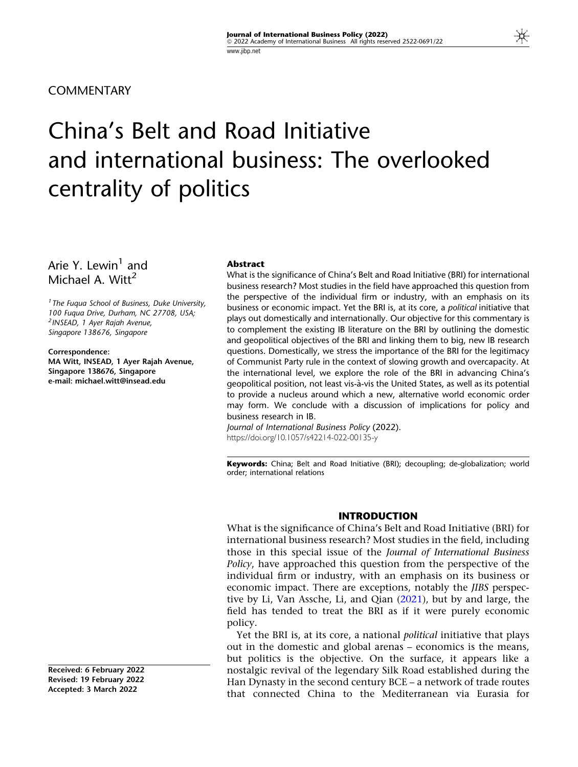COMMENTARY

# China's Belt and Road Initiative and international business: The overlooked centrality of politics

Arie Y. Lewin[1] and Michael A. Witt[2]

[1] The Fuqua School of Business, Duke University, 100 Fuqua Drive, Durham, NC 27708, USA;
[2] INSEAD, 1 Ayer Rajah Avenue, Singapore 138676, Singapore

**Correspondence:**
**MA Witt, INSEAD, 1 Ayer Rajah Avenue, Singapore 138676, Singapore**
**e-mail: michael.witt@insead.edu**

### Abstract

What is the significance of China's Belt and Road Initiative (BRI) for international business research? Most studies in the field have approached this question from the perspective of the individual firm or industry, with an emphasis on its business or economic impact. Yet the BRI is, at its core, a *political* initiative that plays out domestically and internationally. Our objective for this commentary is to complement the existing IB literature on the BRI by outlining the domestic and geopolitical objectives of the BRI and linking them to big, new IB research questions. Domestically, we stress the importance of the BRI for the legitimacy of Communist Party rule in the context of slowing growth and overcapacity. At the international level, we explore the role of the BRI in advancing China's geopolitical position, not least vis-à-vis the United States, as well as its potential to provide a nucleus around which a new, alternative world economic order may form. We conclude with a discussion of implications for policy and business research in IB.

*Journal of International Business Policy* (2022).
https://doi.org/10.1057/s42214-022-00135-y

**Keywords:** China; Belt and Road Initiative (BRI); decoupling; de-globalization; world order; international relations

**Received: 6 February 2022**
**Revised: 19 February 2022**
**Accepted: 3 March 2022**

## INTRODUCTION

What is the significance of China's Belt and Road Initiative (BRI) for international business research? Most studies in the field, including those in this special issue of the *Journal of International Business Policy*, have approached this question from the perspective of the individual firm or industry, with an emphasis on its business or economic impact. There are exceptions, notably the *JIBS* perspective by Li, Van Assche, Li, and Qian (2021), but by and large, the field has tended to treat the BRI as if it were purely economic policy.

Yet the BRI is, at its core, a national *political* initiative that plays out in the domestic and global arenas – economics is the means, but politics is the objective. On the surface, it appears like a nostalgic revival of the legendary Silk Road established during the Han Dynasty in the second century BCE – a network of trade routes that connected China to the Mediterranean via Eurasia for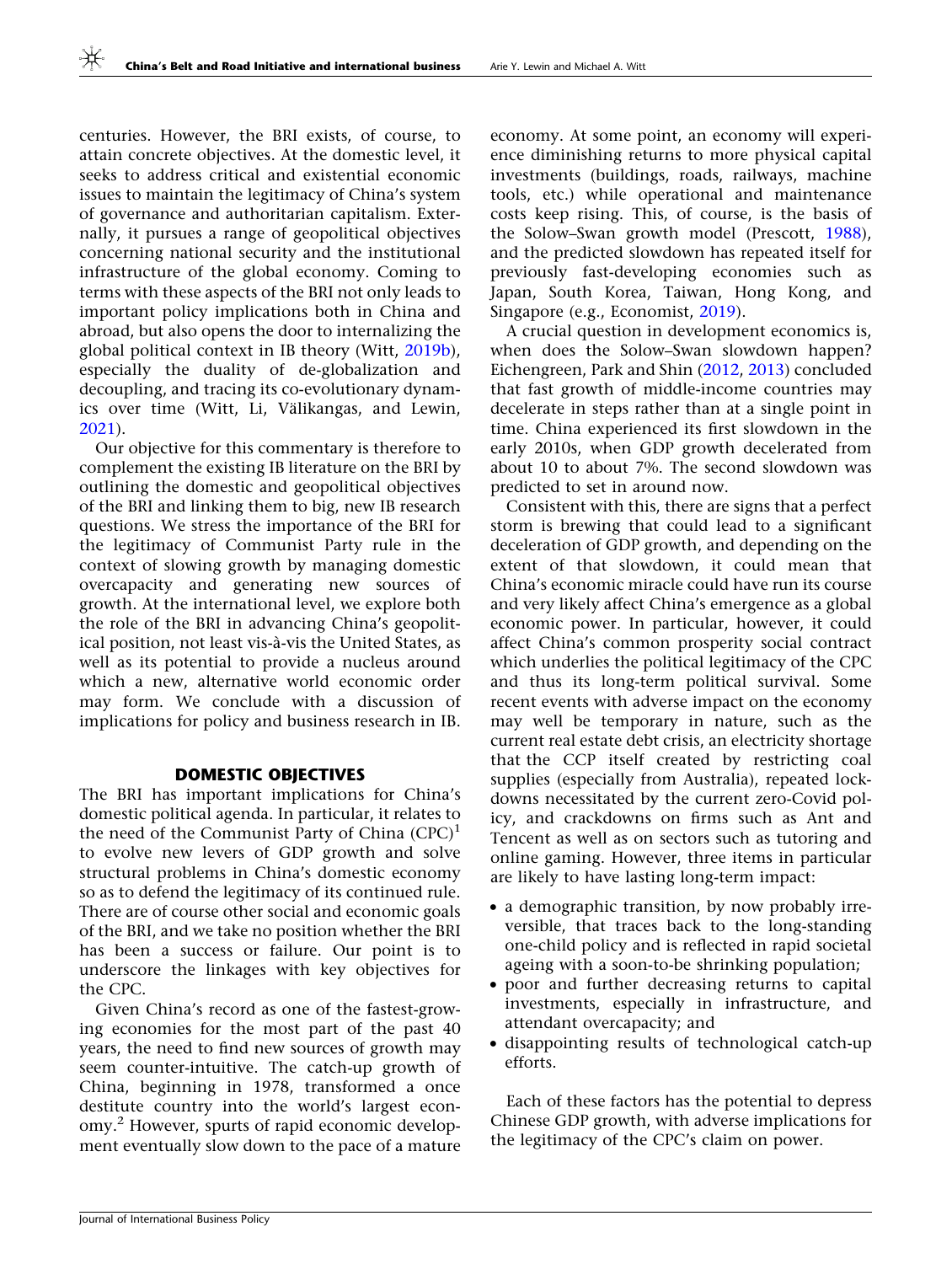centuries. However, the BRI exists, of course, to attain concrete objectives. At the domestic level, it seeks to address critical and existential economic issues to maintain the legitimacy of China's system of governance and authoritarian capitalism. Externally, it pursues a range of geopolitical objectives concerning national security and the institutional infrastructure of the global economy. Coming to terms with these aspects of the BRI not only leads to important policy implications both in China and abroad, but also opens the door to internalizing the global political context in IB theory (Witt, 2019b), especially the duality of de-globalization and decoupling, and tracing its co-evolutionary dynamics over time (Witt, Li, Välikangas, and Lewin, 2021).

Our objective for this commentary is therefore to complement the existing IB literature on the BRI by outlining the domestic and geopolitical objectives of the BRI and linking them to big, new IB research questions. We stress the importance of the BRI for the legitimacy of Communist Party rule in the context of slowing growth by managing domestic overcapacity and generating new sources of growth. At the international level, we explore both the role of the BRI in advancing China's geopolitical position, not least vis-à-vis the United States, as well as its potential to provide a nucleus around which a new, alternative world economic order may form. We conclude with a discussion of implications for policy and business research in IB.

## DOMESTIC OBJECTIVES

The BRI has important implications for China's domestic political agenda. In particular, it relates to the need of the Communist Party of China (CPC)[1] to evolve new levers of GDP growth and solve structural problems in China's domestic economy so as to defend the legitimacy of its continued rule. There are of course other social and economic goals of the BRI, and we take no position whether the BRI has been a success or failure. Our point is to underscore the linkages with key objectives for the CPC.

Given China's record as one of the fastest-growing economies for the most part of the past 40 years, the need to find new sources of growth may seem counter-intuitive. The catch-up growth of China, beginning in 1978, transformed a once destitute country into the world's largest economy.[2] However, spurts of rapid economic development eventually slow down to the pace of a mature economy. At some point, an economy will experience diminishing returns to more physical capital investments (buildings, roads, railways, machine tools, etc.) while operational and maintenance costs keep rising. This, of course, is the basis of the Solow–Swan growth model (Prescott, 1988), and the predicted slowdown has repeated itself for previously fast-developing economies such as Japan, South Korea, Taiwan, Hong Kong, and Singapore (e.g., Economist, 2019).

A crucial question in development economics is, when does the Solow–Swan slowdown happen? Eichengreen, Park and Shin (2012, 2013) concluded that fast growth of middle-income countries may decelerate in steps rather than at a single point in time. China experienced its first slowdown in the early 2010s, when GDP growth decelerated from about 10 to about 7%. The second slowdown was predicted to set in around now.

Consistent with this, there are signs that a perfect storm is brewing that could lead to a significant deceleration of GDP growth, and depending on the extent of that slowdown, it could mean that China's economic miracle could have run its course and very likely affect China's emergence as a global economic power. In particular, however, it could affect China's common prosperity social contract which underlies the political legitimacy of the CPC and thus its long-term political survival. Some recent events with adverse impact on the economy may well be temporary in nature, such as the current real estate debt crisis, an electricity shortage that the CCP itself created by restricting coal supplies (especially from Australia), repeated lockdowns necessitated by the current zero-Covid policy, and crackdowns on firms such as Ant and Tencent as well as on sectors such as tutoring and online gaming. However, three items in particular are likely to have lasting long-term impact:

- a demographic transition, by now probably irreversible, that traces back to the long-standing one-child policy and is reflected in rapid societal ageing with a soon-to-be shrinking population;
- poor and further decreasing returns to capital investments, especially in infrastructure, and attendant overcapacity; and
- disappointing results of technological catch-up efforts.

Each of these factors has the potential to depress Chinese GDP growth, with adverse implications for the legitimacy of the CPC's claim on power.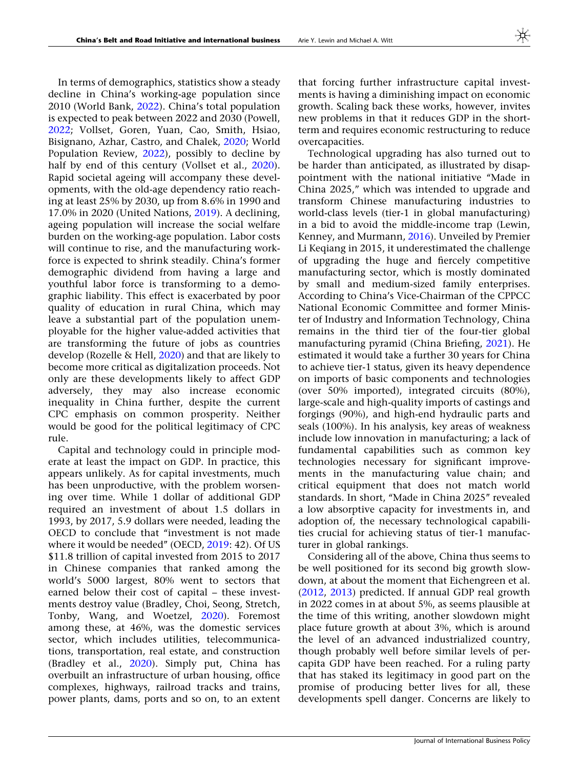In terms of demographics, statistics show a steady decline in China's working-age population since 2010 (World Bank, 2022). China's total population is expected to peak between 2022 and 2030 (Powell, 2022; Vollset, Goren, Yuan, Cao, Smith, Hsiao, Bisignano, Azhar, Castro, and Chalek, 2020; World Population Review, 2022), possibly to decline by half by end of this century (Vollset et al., 2020). Rapid societal ageing will accompany these developments, with the old-age dependency ratio reaching at least 25% by 2030, up from 8.6% in 1990 and 17.0% in 2020 (United Nations, 2019). A declining, ageing population will increase the social welfare burden on the working-age population. Labor costs will continue to rise, and the manufacturing workforce is expected to shrink steadily. China's former demographic dividend from having a large and youthful labor force is transforming to a demographic liability. This effect is exacerbated by poor quality of education in rural China, which may leave a substantial part of the population unemployable for the higher value-added activities that are transforming the future of jobs as countries develop (Rozelle & Hell, 2020) and that are likely to become more critical as digitalization proceeds. Not only are these developments likely to affect GDP adversely, they may also increase economic inequality in China further, despite the current CPC emphasis on common prosperity. Neither would be good for the political legitimacy of CPC rule.

Capital and technology could in principle moderate at least the impact on GDP. In practice, this appears unlikely. As for capital investments, much has been unproductive, with the problem worsening over time. While 1 dollar of additional GDP required an investment of about 1.5 dollars in 1993, by 2017, 5.9 dollars were needed, leading the OECD to conclude that "investment is not made where it would be needed" (OECD, 2019: 42). Of US $11.8 trillion of capital invested from 2015 to 2017 in Chinese companies that ranked among the world's 5000 largest, 80% went to sectors that earned below their cost of capital – these investments destroy value (Bradley, Choi, Seong, Stretch, Tonby, Wang, and Woetzel, 2020). Foremost among these, at 46%, was the domestic services sector, which includes utilities, telecommunications, transportation, real estate, and construction (Bradley et al., 2020). Simply put, China has overbuilt an infrastructure of urban housing, office complexes, highways, railroad tracks and trains, power plants, dams, ports and so on, to an extent that forcing further infrastructure capital investments is having a diminishing impact on economic growth. Scaling back these works, however, invites new problems in that it reduces GDP in the short-term and requires economic restructuring to reduce overcapacities.

Technological upgrading has also turned out to be harder than anticipated, as illustrated by disappointment with the national initiative "Made in China 2025," which was intended to upgrade and transform Chinese manufacturing industries to world-class levels (tier-1 in global manufacturing) in a bid to avoid the middle-income trap (Lewin, Kenney, and Murmann, 2016). Unveiled by Premier Li Keqiang in 2015, it underestimated the challenge of upgrading the huge and fiercely competitive manufacturing sector, which is mostly dominated by small and medium-sized family enterprises. According to China's Vice-Chairman of the CPPCC National Economic Committee and former Minister of Industry and Information Technology, China remains in the third tier of the four-tier global manufacturing pyramid (China Briefing, 2021). He estimated it would take a further 30 years for China to achieve tier-1 status, given its heavy dependence on imports of basic components and technologies (over 50% imported), integrated circuits (80%), large-scale and high-quality imports of castings and forgings (90%), and high-end hydraulic parts and seals (100%). In his analysis, key areas of weakness include low innovation in manufacturing; a lack of fundamental capabilities such as common key technologies necessary for significant improvements in the manufacturing value chain; and critical equipment that does not match world standards. In short, "Made in China 2025" revealed a low absorptive capacity for investments in, and adoption of, the necessary technological capabilities crucial for achieving status of tier-1 manufacturer in global rankings.

Considering all of the above, China thus seems to be well positioned for its second big growth slowdown, at about the moment that Eichengreen et al. (2012, 2013) predicted. If annual GDP real growth in 2022 comes in at about 5%, as seems plausible at the time of this writing, another slowdown might place future growth at about 3%, which is around the level of an advanced industrialized country, though probably well before similar levels of per-capita GDP have been reached. For a ruling party that has staked its legitimacy in good part on the promise of producing better lives for all, these developments spell danger. Concerns are likely to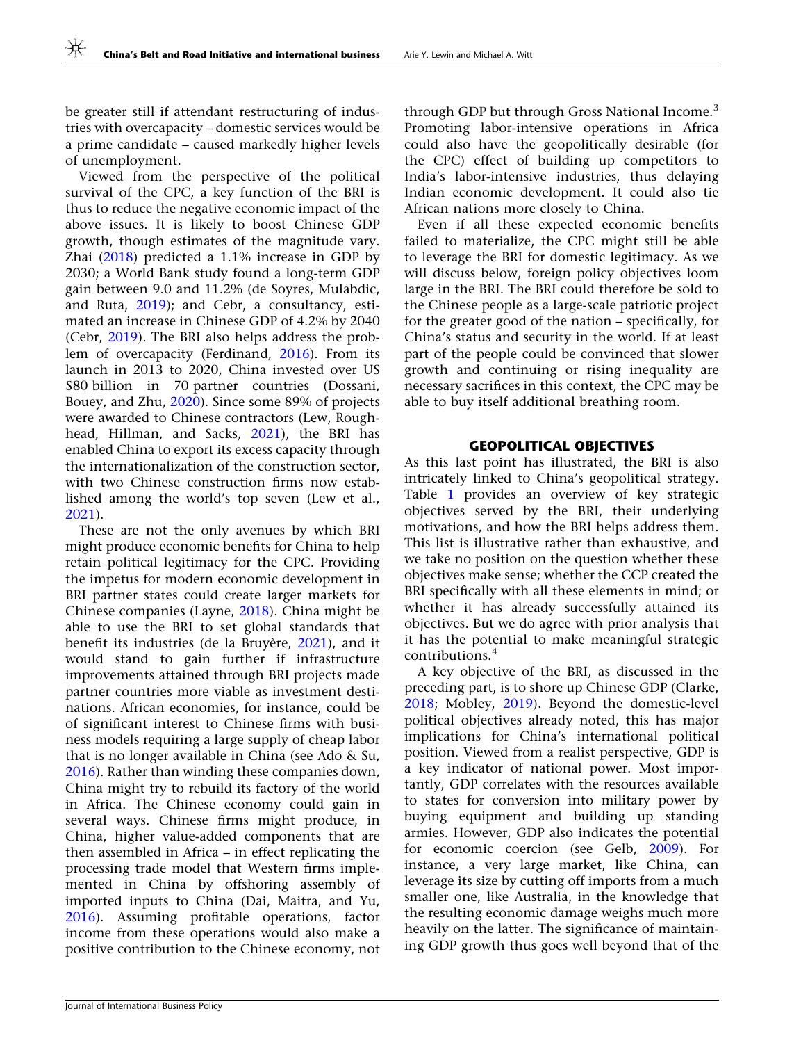be greater still if attendant restructuring of industries with overcapacity – domestic services would be a prime candidate – caused markedly higher levels of unemployment.

Viewed from the perspective of the political survival of the CPC, a key function of the BRI is thus to reduce the negative economic impact of the above issues. It is likely to boost Chinese GDP growth, though estimates of the magnitude vary. Zhai (2018) predicted a 1.1% increase in GDP by 2030; a World Bank study found a long-term GDP gain between 9.0 and 11.2% (de Soyres, Mulabdic, and Ruta, 2019); and Cebr, a consultancy, estimated an increase in Chinese GDP of 4.2% by 2040 (Cebr, 2019). The BRI also helps address the problem of overcapacity (Ferdinand, 2016). From its launch in 2013 to 2020, China invested over US $80 billion in 70 partner countries (Dossani, Bouey, and Zhu, 2020). Since some 89% of projects were awarded to Chinese contractors (Lew, Roughhead, Hillman, and Sacks, 2021), the BRI has enabled China to export its excess capacity through the internationalization of the construction sector, with two Chinese construction firms now established among the world's top seven (Lew et al., 2021).

These are not the only avenues by which BRI might produce economic benefits for China to help retain political legitimacy for the CPC. Providing the impetus for modern economic development in BRI partner states could create larger markets for Chinese companies (Layne, 2018). China might be able to use the BRI to set global standards that benefit its industries (de la Bruyère, 2021), and it would stand to gain further if infrastructure improvements attained through BRI projects made partner countries more viable as investment destinations. African economies, for instance, could be of significant interest to Chinese firms with business models requiring a large supply of cheap labor that is no longer available in China (see Ado & Su, 2016). Rather than winding these companies down, China might try to rebuild its factory of the world in Africa. The Chinese economy could gain in several ways. Chinese firms might produce, in China, higher value-added components that are then assembled in Africa – in effect replicating the processing trade model that Western firms implemented in China by offshoring assembly of imported inputs to China (Dai, Maitra, and Yu, 2016). Assuming profitable operations, factor income from these operations would also make a positive contribution to the Chinese economy, not through GDP but through Gross National Income.[3] Promoting labor-intensive operations in Africa could also have the geopolitically desirable (for the CPC) effect of building up competitors to India's labor-intensive industries, thus delaying Indian economic development. It could also tie African nations more closely to China.

Even if all these expected economic benefits failed to materialize, the CPC might still be able to leverage the BRI for domestic legitimacy. As we will discuss below, foreign policy objectives loom large in the BRI. The BRI could therefore be sold to the Chinese people as a large-scale patriotic project for the greater good of the nation – specifically, for China's status and security in the world. If at least part of the people could be convinced that slower growth and continuing or rising inequality are necessary sacrifices in this context, the CPC may be able to buy itself additional breathing room.

## GEOPOLITICAL OBJECTIVES

As this last point has illustrated, the BRI is also intricately linked to China's geopolitical strategy. Table 1 provides an overview of key strategic objectives served by the BRI, their underlying motivations, and how the BRI helps address them. This list is illustrative rather than exhaustive, and we take no position on the question whether these objectives make sense; whether the CCP created the BRI specifically with all these elements in mind; or whether it has already successfully attained its objectives. But we do agree with prior analysis that it has the potential to make meaningful strategic contributions.[4]

A key objective of the BRI, as discussed in the preceding part, is to shore up Chinese GDP (Clarke, 2018; Mobley, 2019). Beyond the domestic-level political objectives already noted, this has major implications for China's international political position. Viewed from a realist perspective, GDP is a key indicator of national power. Most importantly, GDP correlates with the resources available to states for conversion into military power by buying equipment and building up standing armies. However, GDP also indicates the potential for economic coercion (see Gelb, 2009). For instance, a very large market, like China, can leverage its size by cutting off imports from a much smaller one, like Australia, in the knowledge that the resulting economic damage weighs much more heavily on the latter. The significance of maintaining GDP growth thus goes well beyond that of the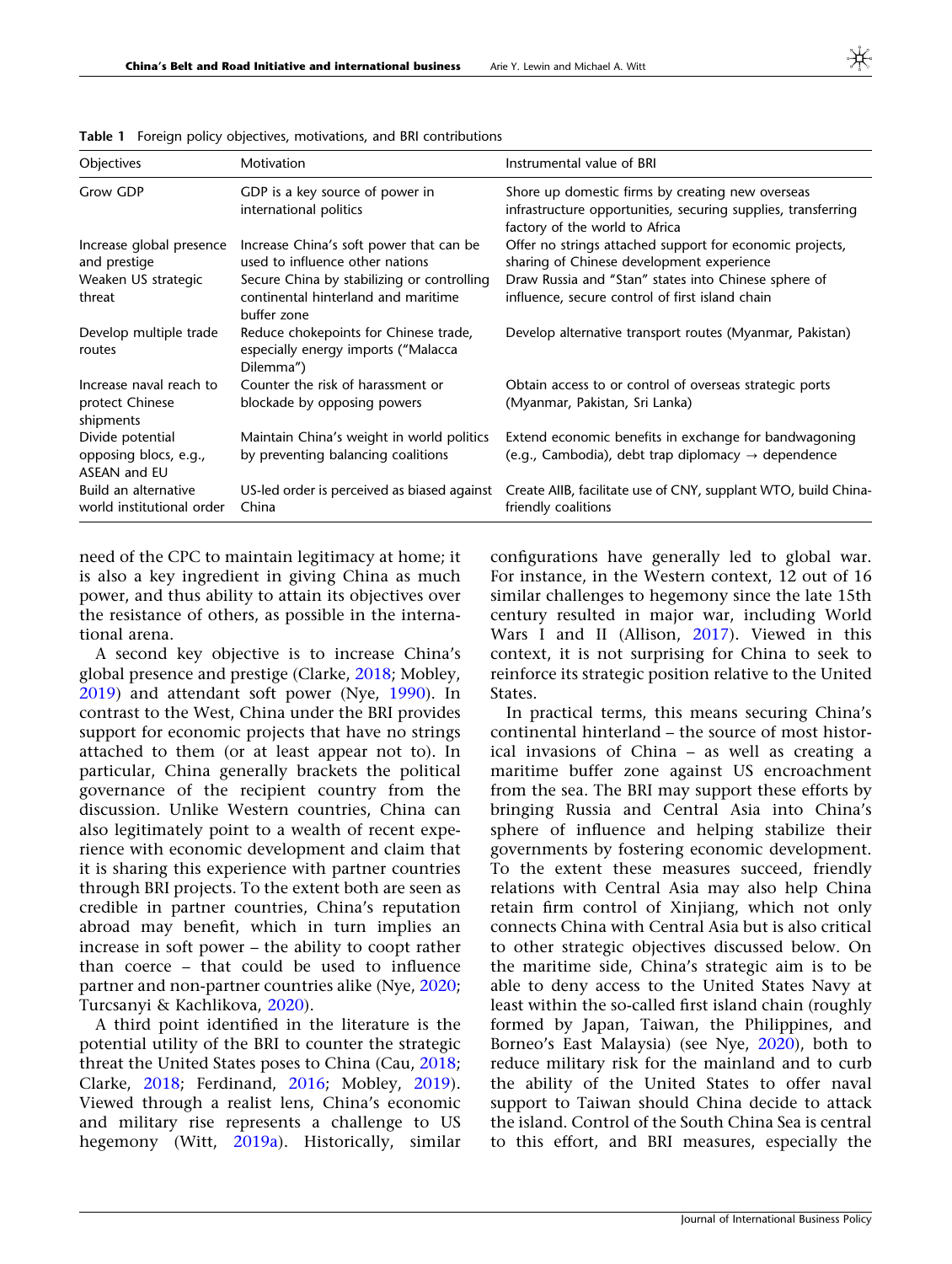Table 1 Foreign policy objectives, motivations, and BRI contributions

| Objectives | Motivation | Instrumental value of BRI |
|---|---|---|
| Grow GDP | GDP is a key source of power in international politics | Shore up domestic firms by creating new overseas infrastructure opportunities, securing supplies, transferring factory of the world to Africa |
| Increase global presence and prestige | Increase China's soft power that can be used to influence other nations | Offer no strings attached support for economic projects, sharing of Chinese development experience |
| Weaken US strategic threat | Secure China by stabilizing or controlling continental hinterland and maritime buffer zone | Draw Russia and "Stan" states into Chinese sphere of influence, secure control of first island chain |
| Develop multiple trade routes | Reduce chokepoints for Chinese trade, especially energy imports ("Malacca Dilemma") | Develop alternative transport routes (Myanmar, Pakistan) |
| Increase naval reach to protect Chinese shipments | Counter the risk of harassment or blockade by opposing powers | Obtain access to or control of overseas strategic ports (Myanmar, Pakistan, Sri Lanka) |
| Divide potential opposing blocs, e.g., ASEAN and EU | Maintain China's weight in world politics by preventing balancing coalitions | Extend economic benefits in exchange for bandwagoning (e.g., Cambodia), debt trap diplomacy → dependence |
| Build an alternative world institutional order | US-led order is perceived as biased against China | Create AIIB, facilitate use of CNY, supplant WTO, build China-friendly coalitions |

need of the CPC to maintain legitimacy at home; it is also a key ingredient in giving China as much power, and thus ability to attain its objectives over the resistance of others, as possible in the international arena.

A second key objective is to increase China's global presence and prestige (Clarke, 2018; Mobley, 2019) and attendant soft power (Nye, 1990). In contrast to the West, China under the BRI provides support for economic projects that have no strings attached to them (or at least appear not to). In particular, China generally brackets the political governance of the recipient country from the discussion. Unlike Western countries, China can also legitimately point to a wealth of recent experience with economic development and claim that it is sharing this experience with partner countries through BRI projects. To the extent both are seen as credible in partner countries, China's reputation abroad may benefit, which in turn implies an increase in soft power – the ability to coopt rather than coerce – that could be used to influence partner and non-partner countries alike (Nye, 2020; Turcsanyi & Kachlikova, 2020).

A third point identified in the literature is the potential utility of the BRI to counter the strategic threat the United States poses to China (Cau, 2018; Clarke, 2018; Ferdinand, 2016; Mobley, 2019). Viewed through a realist lens, China's economic and military rise represents a challenge to US hegemony (Witt, 2019a). Historically, similar configurations have generally led to global war. For instance, in the Western context, 12 out of 16 similar challenges to hegemony since the late 15th century resulted in major war, including World Wars I and II (Allison, 2017). Viewed in this context, it is not surprising for China to seek to reinforce its strategic position relative to the United States.

In practical terms, this means securing China's continental hinterland – the source of most historical invasions of China – as well as creating a maritime buffer zone against US encroachment from the sea. The BRI may support these efforts by bringing Russia and Central Asia into China's sphere of influence and helping stabilize their governments by fostering economic development. To the extent these measures succeed, friendly relations with Central Asia may also help China retain firm control of Xinjiang, which not only connects China with Central Asia but is also critical to other strategic objectives discussed below. On the maritime side, China's strategic aim is to be able to deny access to the United States Navy at least within the so-called first island chain (roughly formed by Japan, Taiwan, the Philippines, and Borneo's East Malaysia) (see Nye, 2020), both to reduce military risk for the mainland and to curb the ability of the United States to offer naval support to Taiwan should China decide to attack the island. Control of the South China Sea is central to this effort, and BRI measures, especially the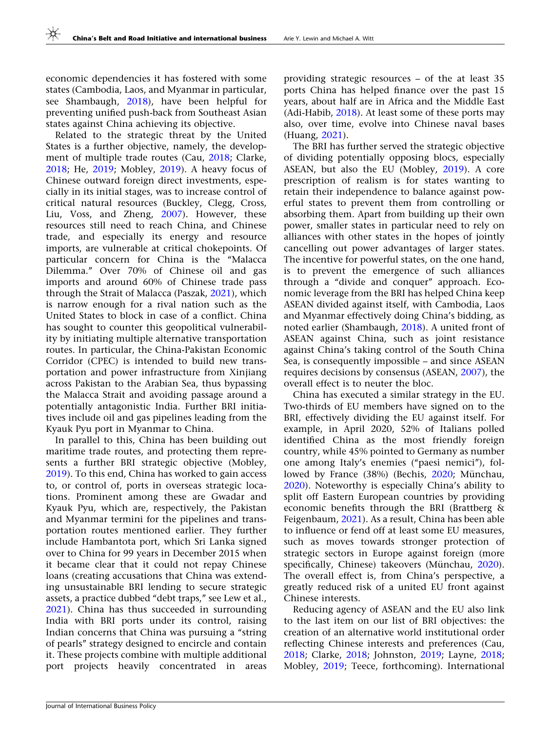economic dependencies it has fostered with some states (Cambodia, Laos, and Myanmar in particular, see Shambaugh, 2018), have been helpful for preventing unified push-back from Southeast Asian states against China achieving its objective.

Related to the strategic threat by the United States is a further objective, namely, the development of multiple trade routes (Cau, 2018; Clarke, 2018; He, 2019; Mobley, 2019). A heavy focus of Chinese outward foreign direct investments, especially in its initial stages, was to increase control of critical natural resources (Buckley, Clegg, Cross, Liu, Voss, and Zheng, 2007). However, these resources still need to reach China, and Chinese trade, and especially its energy and resource imports, are vulnerable at critical chokepoints. Of particular concern for China is the "Malacca Dilemma." Over 70% of Chinese oil and gas imports and around 60% of Chinese trade pass through the Strait of Malacca (Paszak, 2021), which is narrow enough for a rival nation such as the United States to block in case of a conflict. China has sought to counter this geopolitical vulnerability by initiating multiple alternative transportation routes. In particular, the China-Pakistan Economic Corridor (CPEC) is intended to build new transportation and power infrastructure from Xinjiang across Pakistan to the Arabian Sea, thus bypassing the Malacca Strait and avoiding passage around a potentially antagonistic India. Further BRI initiatives include oil and gas pipelines leading from the Kyauk Pyu port in Myanmar to China.

In parallel to this, China has been building out maritime trade routes, and protecting them represents a further BRI strategic objective (Mobley, 2019). To this end, China has worked to gain access to, or control of, ports in overseas strategic locations. Prominent among these are Gwadar and Kyauk Pyu, which are, respectively, the Pakistan and Myanmar termini for the pipelines and transportation routes mentioned earlier. They further include Hambantota port, which Sri Lanka signed over to China for 99 years in December 2015 when it became clear that it could not repay Chinese loans (creating accusations that China was extending unsustainable BRI lending to secure strategic assets, a practice dubbed "debt traps," see Lew et al., 2021). China has thus succeeded in surrounding India with BRI ports under its control, raising Indian concerns that China was pursuing a "string of pearls" strategy designed to encircle and contain it. These projects combine with multiple additional port projects heavily concentrated in areas providing strategic resources – of the at least 35 ports China has helped finance over the past 15 years, about half are in Africa and the Middle East (Adi-Habib, 2018). At least some of these ports may also, over time, evolve into Chinese naval bases (Huang, 2021).

The BRI has further served the strategic objective of dividing potentially opposing blocs, especially ASEAN, but also the EU (Mobley, 2019). A core prescription of realism is for states wanting to retain their independence to balance against powerful states to prevent them from controlling or absorbing them. Apart from building up their own power, smaller states in particular need to rely on alliances with other states in the hopes of jointly cancelling out power advantages of larger states. The incentive for powerful states, on the one hand, is to prevent the emergence of such alliances through a "divide and conquer" approach. Economic leverage from the BRI has helped China keep ASEAN divided against itself, with Cambodia, Laos and Myanmar effectively doing China's bidding, as noted earlier (Shambaugh, 2018). A united front of ASEAN against China, such as joint resistance against China's taking control of the South China Sea, is consequently impossible – and since ASEAN requires decisions by consensus (ASEAN, 2007), the overall effect is to neuter the bloc.

China has executed a similar strategy in the EU. Two-thirds of EU members have signed on to the BRI, effectively dividing the EU against itself. For example, in April 2020, 52% of Italians polled identified China as the most friendly foreign country, while 45% pointed to Germany as number one among Italy's enemies ("paesi nemici"), followed by France (38%) (Bechis, 2020; Münchau, 2020). Noteworthy is especially China's ability to split off Eastern European countries by providing economic benefits through the BRI (Brattberg & Feigenbaum, 2021). As a result, China has been able to influence or fend off at least some EU measures, such as moves towards stronger protection of strategic sectors in Europe against foreign (more specifically, Chinese) takeovers (Münchau, 2020). The overall effect is, from China's perspective, a greatly reduced risk of a united EU front against Chinese interests.

Reducing agency of ASEAN and the EU also link to the last item on our list of BRI objectives: the creation of an alternative world institutional order reflecting Chinese interests and preferences (Cau, 2018; Clarke, 2018; Johnston, 2019; Layne, 2018; Mobley, 2019; Teece, forthcoming). International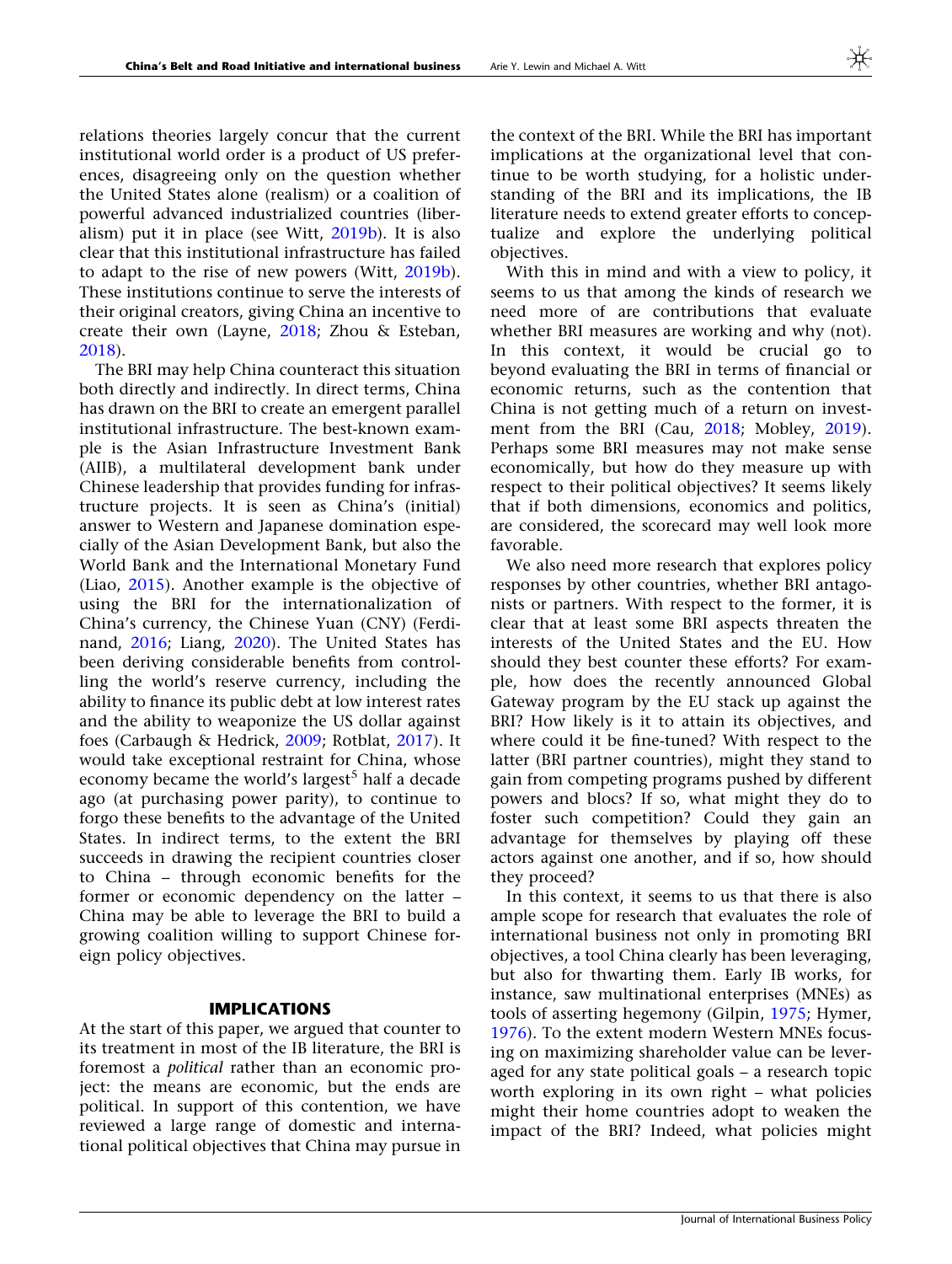relations theories largely concur that the current institutional world order is a product of US preferences, disagreeing only on the question whether the United States alone (realism) or a coalition of powerful advanced industrialized countries (liberalism) put it in place (see Witt, 2019b). It is also clear that this institutional infrastructure has failed to adapt to the rise of new powers (Witt, 2019b). These institutions continue to serve the interests of their original creators, giving China an incentive to create their own (Layne, 2018; Zhou & Esteban, 2018).

The BRI may help China counteract this situation both directly and indirectly. In direct terms, China has drawn on the BRI to create an emergent parallel institutional infrastructure. The best-known example is the Asian Infrastructure Investment Bank (AIIB), a multilateral development bank under Chinese leadership that provides funding for infrastructure projects. It is seen as China's (initial) answer to Western and Japanese domination especially of the Asian Development Bank, but also the World Bank and the International Monetary Fund (Liao, 2015). Another example is the objective of using the BRI for the internationalization of China's currency, the Chinese Yuan (CNY) (Ferdinand, 2016; Liang, 2020). The United States has been deriving considerable benefits from controlling the world's reserve currency, including the ability to finance its public debt at low interest rates and the ability to weaponize the US dollar against foes (Carbaugh & Hedrick, 2009; Rotblat, 2017). It would take exceptional restraint for China, whose economy became the world's largest[5] half a decade ago (at purchasing power parity), to continue to forgo these benefits to the advantage of the United States. In indirect terms, to the extent the BRI succeeds in drawing the recipient countries closer to China – through economic benefits for the former or economic dependency on the latter – China may be able to leverage the BRI to build a growing coalition willing to support Chinese foreign policy objectives.

## IMPLICATIONS

At the start of this paper, we argued that counter to its treatment in most of the IB literature, the BRI is foremost a *political* rather than an economic project: the means are economic, but the ends are political. In support of this contention, we have reviewed a large range of domestic and international political objectives that China may pursue in the context of the BRI. While the BRI has important implications at the organizational level that continue to be worth studying, for a holistic understanding of the BRI and its implications, the IB literature needs to extend greater efforts to conceptualize and explore the underlying political objectives.

With this in mind and with a view to policy, it seems to us that among the kinds of research we need more of are contributions that evaluate whether BRI measures are working and why (not). In this context, it would be crucial go to beyond evaluating the BRI in terms of financial or economic returns, such as the contention that China is not getting much of a return on investment from the BRI (Cau, 2018; Mobley, 2019). Perhaps some BRI measures may not make sense economically, but how do they measure up with respect to their political objectives? It seems likely that if both dimensions, economics and politics, are considered, the scorecard may well look more favorable.

We also need more research that explores policy responses by other countries, whether BRI antagonists or partners. With respect to the former, it is clear that at least some BRI aspects threaten the interests of the United States and the EU. How should they best counter these efforts? For example, how does the recently announced Global Gateway program by the EU stack up against the BRI? How likely is it to attain its objectives, and where could it be fine-tuned? With respect to the latter (BRI partner countries), might they stand to gain from competing programs pushed by different powers and blocs? If so, what might they do to foster such competition? Could they gain an advantage for themselves by playing off these actors against one another, and if so, how should they proceed?

In this context, it seems to us that there is also ample scope for research that evaluates the role of international business not only in promoting BRI objectives, a tool China clearly has been leveraging, but also for thwarting them. Early IB works, for instance, saw multinational enterprises (MNEs) as tools of asserting hegemony (Gilpin, 1975; Hymer, 1976). To the extent modern Western MNEs focusing on maximizing shareholder value can be leveraged for any state political goals – a research topic worth exploring in its own right – what policies might their home countries adopt to weaken the impact of the BRI? Indeed, what policies might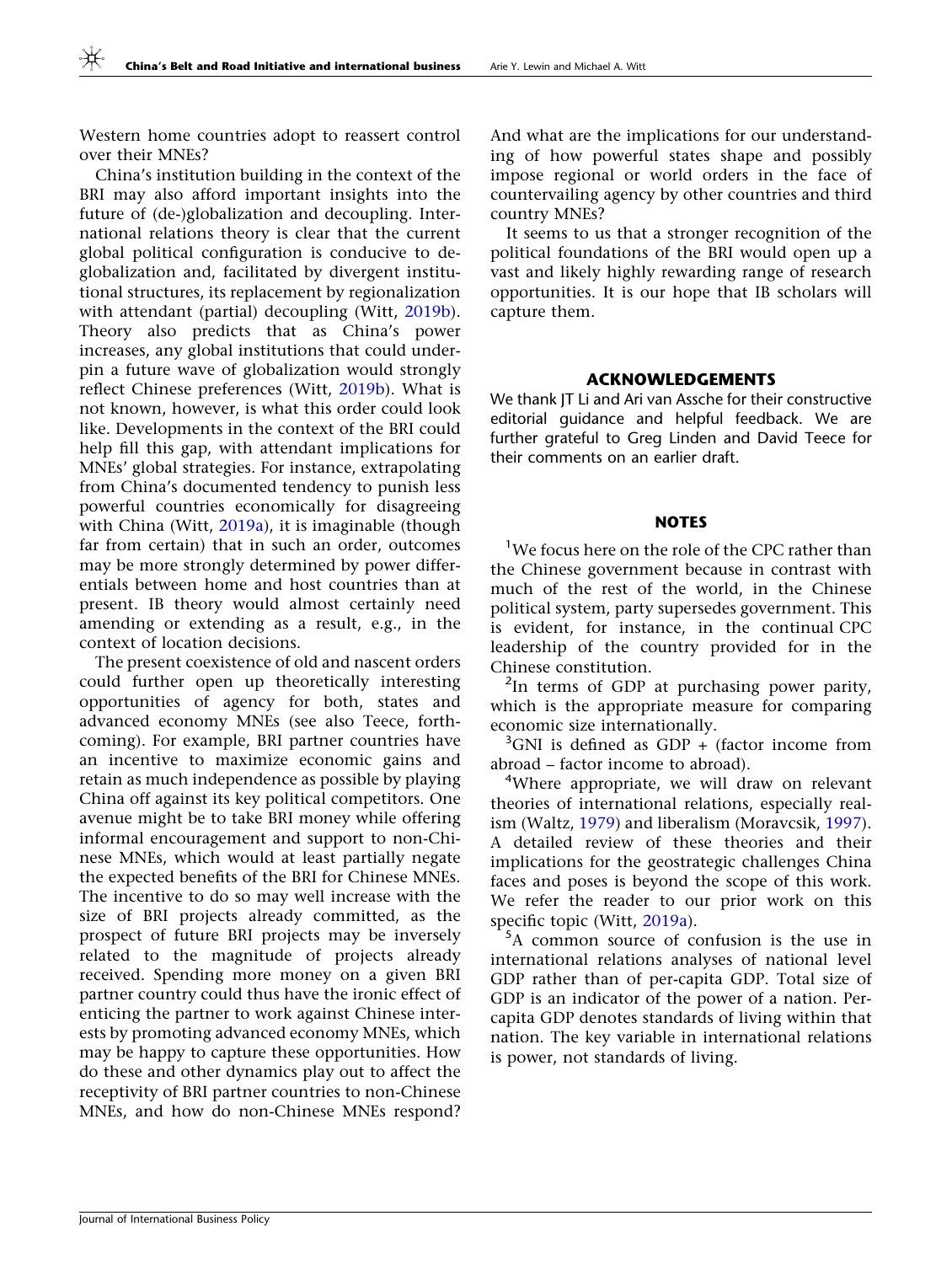Western home countries adopt to reassert control over their MNEs?

China's institution building in the context of the BRI may also afford important insights into the future of (de-)globalization and decoupling. International relations theory is clear that the current global political configuration is conducive to de-globalization and, facilitated by divergent institutional structures, its replacement by regionalization with attendant (partial) decoupling (Witt, 2019b). Theory also predicts that as China's power increases, any global institutions that could underpin a future wave of globalization would strongly reflect Chinese preferences (Witt, 2019b). What is not known, however, is what this order could look like. Developments in the context of the BRI could help fill this gap, with attendant implications for MNEs' global strategies. For instance, extrapolating from China's documented tendency to punish less powerful countries economically for disagreeing with China (Witt, 2019a), it is imaginable (though far from certain) that in such an order, outcomes may be more strongly determined by power differentials between home and host countries than at present. IB theory would almost certainly need amending or extending as a result, e.g., in the context of location decisions.

The present coexistence of old and nascent orders could further open up theoretically interesting opportunities of agency for both, states and advanced economy MNEs (see also Teece, forthcoming). For example, BRI partner countries have an incentive to maximize economic gains and retain as much independence as possible by playing China off against its key political competitors. One avenue might be to take BRI money while offering informal encouragement and support to non-Chinese MNEs, which would at least partially negate the expected benefits of the BRI for Chinese MNEs. The incentive to do so may well increase with the size of BRI projects already committed, as the prospect of future BRI projects may be inversely related to the magnitude of projects already received. Spending more money on a given BRI partner country could thus have the ironic effect of enticing the partner to work against Chinese interests by promoting advanced economy MNEs, which may be happy to capture these opportunities. How do these and other dynamics play out to affect the receptivity of BRI partner countries to non-Chinese MNEs, and how do non-Chinese MNEs respond? And what are the implications for our understanding of how powerful states shape and possibly impose regional or world orders in the face of countervailing agency by other countries and third country MNEs?

It seems to us that a stronger recognition of the political foundations of the BRI would open up a vast and likely highly rewarding range of research opportunities. It is our hope that IB scholars will capture them.

## ACKNOWLEDGEMENTS

We thank JT Li and Ari van Assche for their constructive editorial guidance and helpful feedback. We are further grateful to Greg Linden and David Teece for their comments on an earlier draft.

## NOTES

[1] We focus here on the role of the CPC rather than the Chinese government because in contrast with much of the rest of the world, in the Chinese political system, party supersedes government. This is evident, for instance, in the continual CPC leadership of the country provided for in the Chinese constitution.

[2] In terms of GDP at purchasing power parity, which is the appropriate measure for comparing economic size internationally.

[3] GNI is defined as GDP + (factor income from abroad – factor income to abroad).

[4] Where appropriate, we will draw on relevant theories of international relations, especially realism (Waltz, 1979) and liberalism (Moravcsik, 1997). A detailed review of these theories and their implications for the geostrategic challenges China faces and poses is beyond the scope of this work. We refer the reader to our prior work on this specific topic (Witt, 2019a).

[5] A common source of confusion is the use in international relations analyses of national level GDP rather than of per-capita GDP. Total size of GDP is an indicator of the power of a nation. Per-capita GDP denotes standards of living within that nation. The key variable in international relations is power, not standards of living.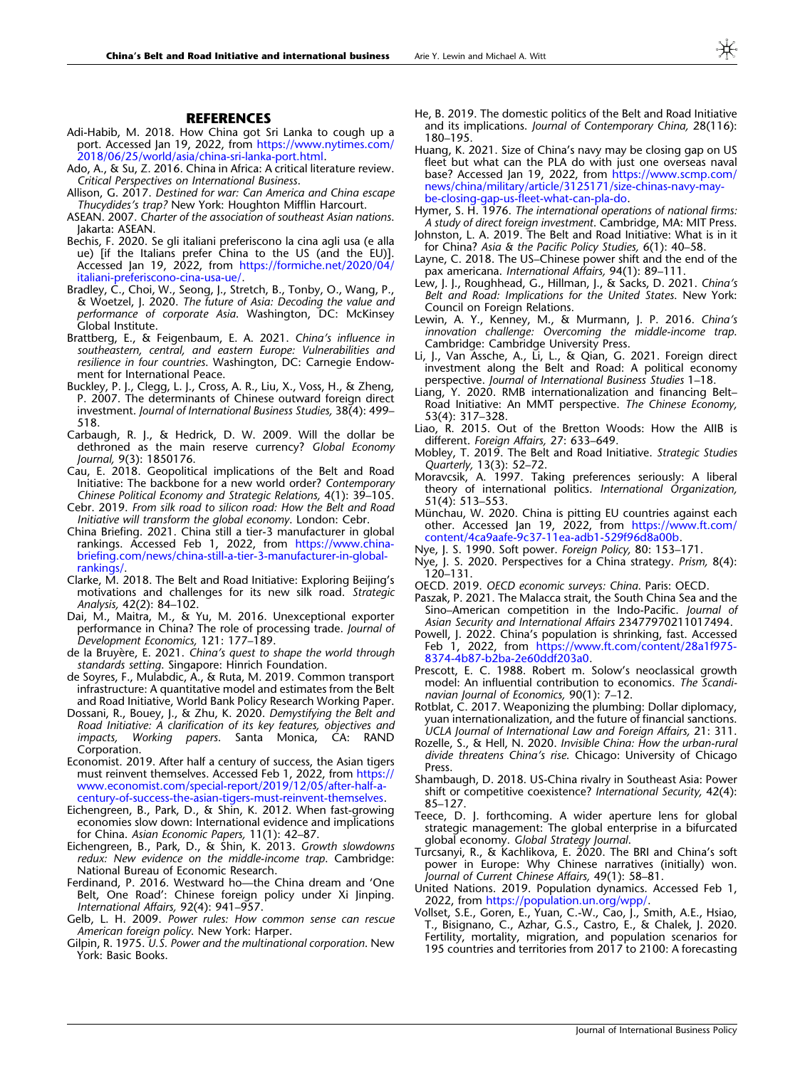## REFERENCES

Adi-Habib, M. 2018. How China got Sri Lanka to cough up a port. Accessed Jan 19, 2022, from https://www.nytimes.com/2018/06/25/world/asia/china-sri-lanka-port.html.

Ado, A., & Su, Z. 2016. China in Africa: A critical literature review. *Critical Perspectives on International Business*.

Allison, G. 2017. *Destined for war: Can America and China escape Thucydides's trap?* New York: Houghton Mifflin Harcourt.

ASEAN. 2007. *Charter of the association of southeast Asian nations*. Jakarta: ASEAN.

Bechis, F. 2020. Se gli italiani preferiscono la cina agli usa (e alla ue) [if the Italians prefer China to the US (and the EU)]. Accessed Jan 19, 2022, from https://formiche.net/2020/04/italiani-preferiscono-cina-usa-ue/.

Bradley, C., Choi, W., Seong, J., Stretch, B., Tonby, O., Wang, P., & Woetzel, J. 2020. *The future of Asia: Decoding the value and performance of corporate Asia*. Washington, DC: McKinsey Global Institute.

Brattberg, E., & Feigenbaum, E. A. 2021. *China's influence in southeastern, central, and eastern Europe: Vulnerabilities and resilience in four countries*. Washington, DC: Carnegie Endowment for International Peace.

Buckley, P. J., Clegg, L. J., Cross, A. R., Liu, X., Voss, H., & Zheng, P. 2007. The determinants of Chinese outward foreign direct investment. *Journal of International Business Studies,* 38(4): 499–518.

Carbaugh, R. J., & Hedrick, D. W. 2009. Will the dollar be dethroned as the main reserve currency? *Global Economy Journal,* 9(3): 1850176.

Cau, E. 2018. Geopolitical implications of the Belt and Road Initiative: The backbone for a new world order? *Contemporary Chinese Political Economy and Strategic Relations,* 4(1): 39–105.

Cebr. 2019. *From silk road to silicon road: How the Belt and Road Initiative will transform the global economy*. London: Cebr.

China Briefing. 2021. China still a tier-3 manufacturer in global rankings. Accessed Feb 1, 2022, from https://www.china-briefing.com/news/china-still-a-tier-3-manufacturer-in-global-rankings/.

Clarke, M. 2018. The Belt and Road Initiative: Exploring Beijing's motivations and challenges for its new silk road. *Strategic Analysis,* 42(2): 84–102.

Dai, M., Maitra, M., & Yu, M. 2016. Unexceptional exporter performance in China? The role of processing trade. *Journal of Development Economics,* 121: 177–189.

de la Bruyère, E. 2021. *China's quest to shape the world through standards setting*. Singapore: Hinrich Foundation.

de Soyres, F., Mulabdic, A., & Ruta, M. 2019. Common transport infrastructure: A quantitative model and estimates from the Belt and Road Initiative, World Bank Policy Research Working Paper.

Dossani, R., Bouey, J., & Zhu, K. 2020. *Demystifying the Belt and Road Initiative: A clarification of its key features, objectives and impacts, Working papers*. Santa Monica, CA: RAND Corporation.

Economist. 2019. After half a century of success, the Asian tigers must reinvent themselves. Accessed Feb 1, 2022, from https://www.economist.com/special-report/2019/12/05/after-half-a-century-of-success-the-asian-tigers-must-reinvent-themselves.

Eichengreen, B., Park, D., & Shin, K. 2012. When fast-growing economies slow down: International evidence and implications for China. *Asian Economic Papers,* 11(1): 42–87.

Eichengreen, B., Park, D., & Shin, K. 2013. *Growth slowdowns redux: New evidence on the middle-income trap*. Cambridge: National Bureau of Economic Research.

Ferdinand, P. 2016. Westward ho—the China dream and 'One Belt, One Road': Chinese foreign policy under Xi Jinping. *International Affairs,* 92(4): 941–957.

Gelb, L. H. 2009. *Power rules: How common sense can rescue American foreign policy*. New York: Harper.

Gilpin, R. 1975. *U.S. Power and the multinational corporation*. New York: Basic Books.

He, B. 2019. The domestic politics of the Belt and Road Initiative and its implications. *Journal of Contemporary China,* 28(116): 180–195.

Huang, K. 2021. Size of China's navy may be closing gap on US fleet but what can the PLA do with just one overseas naval base? Accessed Jan 19, 2022, from https://www.scmp.com/news/china/military/article/3125171/size-chinas-navy-may-be-closing-gap-us-fleet-what-can-pla-do.

Hymer, S. H. 1976. *The international operations of national firms: A study of direct foreign investment*. Cambridge, MA: MIT Press.

Johnston, L. A. 2019. The Belt and Road Initiative: What is in it for China? *Asia & the Pacific Policy Studies,* 6(1): 40–58.

Layne, C. 2018. The US–Chinese power shift and the end of the pax americana. *International Affairs,* 94(1): 89–111.

Lew, J. J., Roughhead, G., Hillman, J., & Sacks, D. 2021. *China's Belt and Road: Implications for the United States*. New York: Council on Foreign Relations.

Lewin, A. Y., Kenney, M., & Murmann, J. P. 2016. *China's innovation challenge: Overcoming the middle-income trap*. Cambridge: Cambridge University Press.

Li, J., Van Assche, A., Li, L., & Qian, G. 2021. Foreign direct investment along the Belt and Road: A political economy perspective. *Journal of International Business Studies* 1–18.

Liang, Y. 2020. RMB internationalization and financing Belt–Road Initiative: An MMT perspective. *The Chinese Economy,* 53(4): 317–328.

Liao, R. 2015. Out of the Bretton Woods: How the AIIB is different. *Foreign Affairs,* 27: 633–649.

Mobley, T. 2019. The Belt and Road Initiative. *Strategic Studies Quarterly,* 13(3): 52–72.

Moravcsik, A. 1997. Taking preferences seriously: A liberal theory of international politics. *International Organization,* 51(4): 513–553.

Münchau, W. 2020. China is pitting EU countries against each other. Accessed Jan 19, 2022, from https://www.ft.com/content/4ca9aafe-9c37-11ea-adb1-529f96d8a00b.

Nye, J. S. 1990. Soft power. *Foreign Policy,* 80: 153–171.

Nye, J. S. 2020. Perspectives for a China strategy. *Prism,* 8(4): 120–131.

OECD. 2019. *OECD economic surveys: China*. Paris: OECD.

Paszak, P. 2021. The Malacca strait, the South China Sea and the Sino–American competition in the Indo-Pacific. *Journal of Asian Security and International Affairs* 23477970211017494.

Powell, J. 2022. China's population is shrinking, fast. Accessed Feb 1, 2022, from https://www.ft.com/content/28a1f975-8374-4b87-b2ba-2e60ddf203a0.

Prescott, E. C. 1988. Robert m. Solow's neoclassical growth model: An influential contribution to economics. *The Scandinavian Journal of Economics,* 90(1): 7–12.

Rotblat, C. 2017. Weaponizing the plumbing: Dollar diplomacy, yuan internationalization, and the future of financial sanctions. *UCLA Journal of International Law and Foreign Affairs,* 21: 311.

Rozelle, S., & Hell, N. 2020. *Invisible China: How the urban-rural divide threatens China's rise*. Chicago: University of Chicago Press.

Shambaugh, D. 2018. US-China rivalry in Southeast Asia: Power shift or competitive coexistence? *International Security,* 42(4): 85–127.

Teece, D. J. forthcoming. A wider aperture lens for global strategic management: The global enterprise in a bifurcated global economy. *Global Strategy Journal*.

Turcsanyi, R., & Kachlikova, E. 2020. The BRI and China's soft power in Europe: Why Chinese narratives (initially) won. *Journal of Current Chinese Affairs,* 49(1): 58–81.

United Nations. 2019. Population dynamics. Accessed Feb 1, 2022, from https://population.un.org/wpp/.

Vollset, S.E., Goren, E., Yuan, C.-W., Cao, J., Smith, A.E., Hsiao, T., Bisignano, C., Azhar, G.S., Castro, E., & Chalek, J. 2020. Fertility, mortality, migration, and population scenarios for 195 countries and territories from 2017 to 2100: A forecasting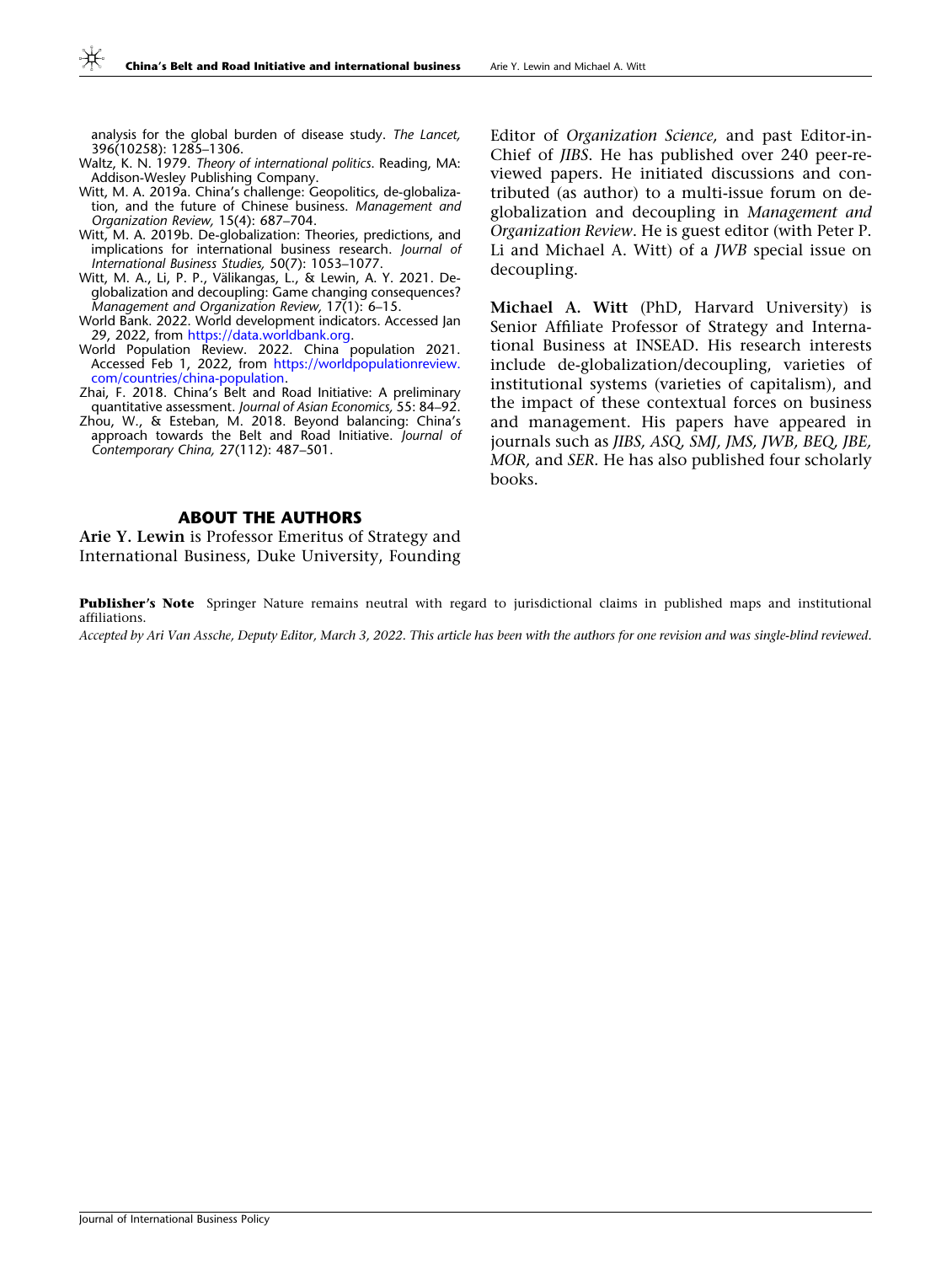analysis for the global burden of disease study. *The Lancet,* 396(10258): 1285–1306.

Waltz, K. N. 1979. *Theory of international politics*. Reading, MA: Addison-Wesley Publishing Company.

Witt, M. A. 2019a. China's challenge: Geopolitics, de-globalization, and the future of Chinese business. *Management and Organization Review,* 15(4): 687–704.

Witt, M. A. 2019b. De-globalization: Theories, predictions, and implications for international business research. *Journal of International Business Studies,* 50(7): 1053–1077.

Witt, M. A., Li, P. P., Välikangas, L., & Lewin, A. Y. 2021. De-globalization and decoupling: Game changing consequences? *Management and Organization Review,* 17(1): 6–15.

World Bank. 2022. World development indicators. Accessed Jan 29, 2022, from https://data.worldbank.org.

World Population Review. 2022. China population 2021. Accessed Feb 1, 2022, from https://worldpopulationreview.com/countries/china-population.

Zhai, F. 2018. China's Belt and Road Initiative: A preliminary quantitative assessment. *Journal of Asian Economics,* 55: 84–92.

Zhou, W., & Esteban, M. 2018. Beyond balancing: China's approach towards the Belt and Road Initiative. *Journal of Contemporary China,* 27(112): 487–501.

## ABOUT THE AUTHORS

**Arie Y. Lewin** is Professor Emeritus of Strategy and International Business, Duke University, Founding Editor of *Organization Science*, and past Editor-in-Chief of *JIBS*. He has published over 240 peer-reviewed papers. He initiated discussions and contributed (as author) to a multi-issue forum on de-globalization and decoupling in *Management and Organization Review*. He is guest editor (with Peter P. Li and Michael A. Witt) of a *JWB* special issue on decoupling.

**Michael A. Witt** (PhD, Harvard University) is Senior Affiliate Professor of Strategy and International Business at INSEAD. His research interests include de-globalization/decoupling, varieties of institutional systems (varieties of capitalism), and the impact of these contextual forces on business and management. His papers have appeared in journals such as *JIBS, ASQ, SMJ, JMS, JWB, BEQ, JBE, MOR,* and *SER*. He has also published four scholarly books.

**Publisher's Note** Springer Nature remains neutral with regard to jurisdictional claims in published maps and institutional affiliations.

*Accepted by Ari Van Assche, Deputy Editor, March 3, 2022. This article has been with the authors for one revision and was single-blind reviewed.*